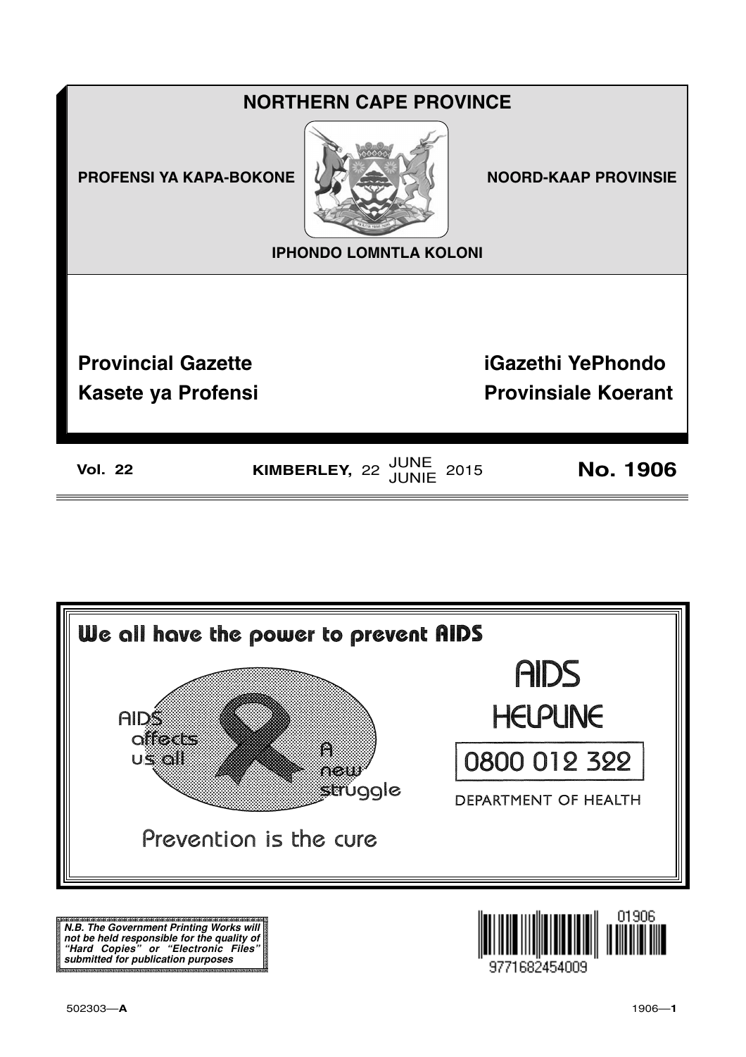# NORTHERN CAPE PROVINCE

PROFENSI YA KAPA-BOKONE

NOORD-KAAP PROVINSIE

IPHONDO LOMNTLA KOLONI

## Provincial Gazette

## iGazethi YePhondo

## Kasete ya Profensi

## Provinsiale Koerant

**Vol. 22** **KIMBERLEY,** 22 JUNE JUNIE 2015 **No. 1906**

We all have the power to prevent AIDS

AIDS affects us all

A new struggle

Prevention is the cure

AIDS HELPLINE

0800 012 322

DEPARTMENT OF HEALTH

***N.B. The Government Printing Works will not be held responsible for the quality of "Hard Copies" or "Electronic Files" submitted for publication purposes***

9771682454009 01906

502303—**A**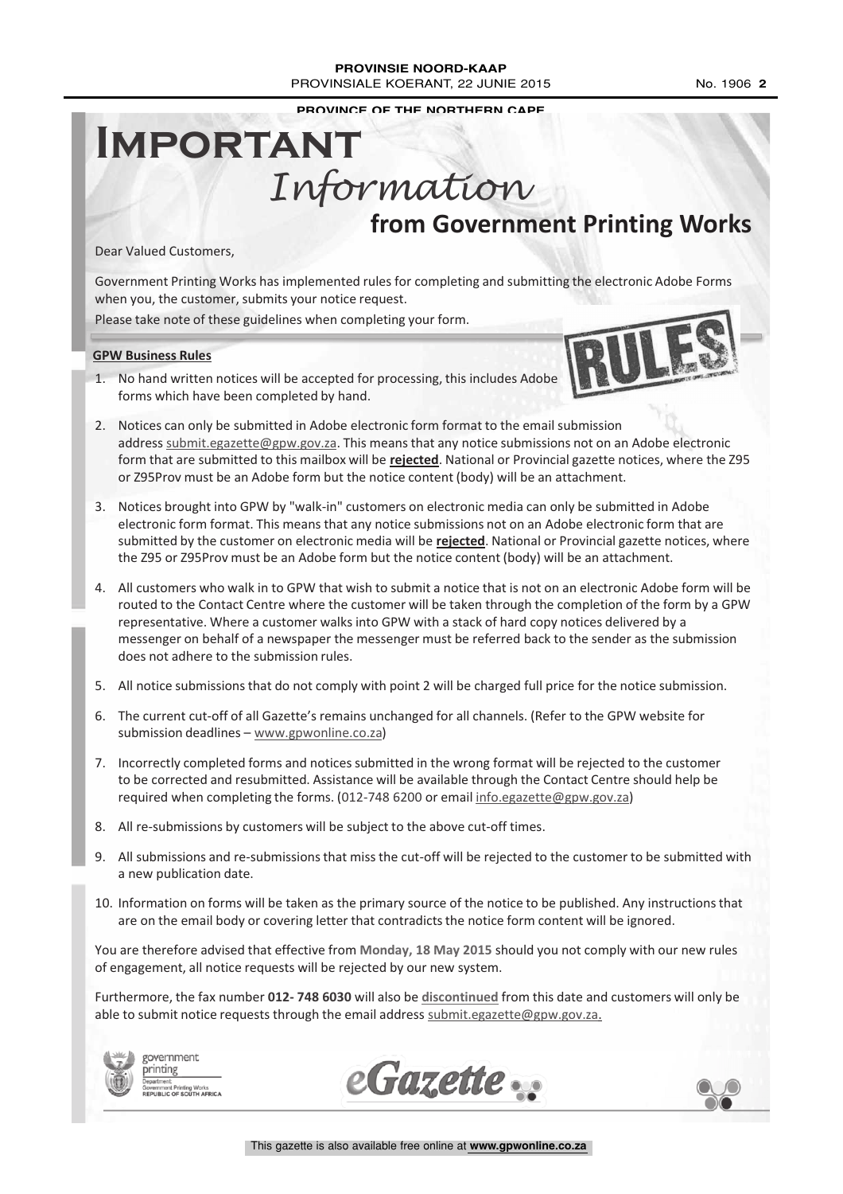# Important *Information* from Government Printing Works

Dear Valued Customers,

Government Printing Works has implemented rules for completing and submitting the electronic Adobe Forms when you, the customer, submits your notice request.

Please take note of these guidelines when completing your form.

**GPW Business Rules**

1. No hand written notices will be accepted for processing, this includes Adobe forms which have been completed by hand.
2. Notices can only be submitted in Adobe electronic form format to the email submission address submit.egazette@gpw.gov.za. This means that any notice submissions not on an Adobe electronic form that are submitted to this mailbox will be **rejected**. National or Provincial gazette notices, where the Z95 or Z95Prov must be an Adobe form but the notice content (body) will be an attachment.
3. Notices brought into GPW by "walk-in" customers on electronic media can only be submitted in Adobe electronic form format. This means that any notice submissions not on an Adobe electronic form that are submitted by the customer on electronic media will be **rejected**. National or Provincial gazette notices, where the Z95 or Z95Prov must be an Adobe form but the notice content (body) will be an attachment.
4. All customers who walk in to GPW that wish to submit a notice that is not on an electronic Adobe form will be routed to the Contact Centre where the customer will be taken through the completion of the form by a GPW representative. Where a customer walks into GPW with a stack of hard copy notices delivered by a messenger on behalf of a newspaper the messenger must be referred back to the sender as the submission does not adhere to the submission rules.
5. All notice submissions that do not comply with point 2 will be charged full price for the notice submission.
6. The current cut-off of all Gazette's remains unchanged for all channels. (Refer to the GPW website for submission deadlines – www.gpwonline.co.za)
7. Incorrectly completed forms and notices submitted in the wrong format will be rejected to the customer to be corrected and resubmitted. Assistance will be available through the Contact Centre should help be required when completing the forms. (012-748 6200 or email info.egazette@gpw.gov.za)
8. All re-submissions by customers will be subject to the above cut-off times.
9. All submissions and re-submissions that miss the cut-off will be rejected to the customer to be submitted with a new publication date.
10. Information on forms will be taken as the primary source of the notice to be published. Any instructions that are on the email body or covering letter that contradicts the notice form content will be ignored.

You are therefore advised that effective from **Monday, 18 May 2015** should you not comply with our new rules of engagement, all notice requests will be rejected by our new system.

Furthermore, the fax number **012- 748 6030** will also be **discontinued** from this date and customers will only be able to submit notice requests through the email address submit.egazette@gpw.gov.za.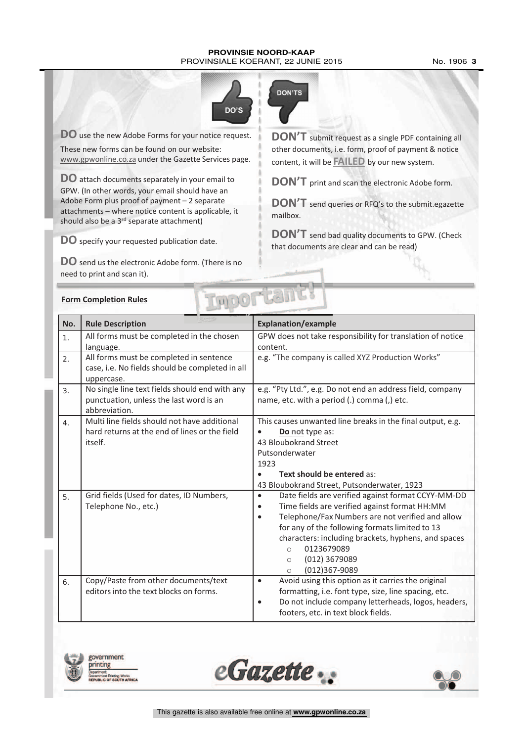**DO'S**

**DO** use the new Adobe Forms for your notice request.

These new forms can be found on our website: www.gpwonline.co.za under the Gazette Services page.

**DO** attach documents separately in your email to GPW. (In other words, your email should have an Adobe Form plus proof of payment – 2 separate attachments – where notice content is applicable, it should also be a 3rd separate attachment)

**DO** specify your requested publication date.

**DO** send us the electronic Adobe form. (There is no need to print and scan it).

**DON'TS**

**DON'T** submit request as a single PDF containing all other documents, i.e. form, proof of payment & notice content, it will be **FAILED** by our new system.

**DON'T** print and scan the electronic Adobe form.

**DON'T** send queries or RFQ's to the submit.egazette mailbox.

**DON'T** send bad quality documents to GPW. (Check that documents are clear and can be read)

**Important!**

**Form Completion Rules**

| No. | Rule Description | Explanation/example |
|---|---|---|
| 1. | All forms must be completed in the chosen language. | GPW does not take responsibility for translation of notice content. |
| 2. | All forms must be completed in sentence case, i.e. No fields should be completed in all uppercase. | e.g. "The company is called XYZ Production Works" |
| 3. | No single line text fields should end with any punctuation, unless the last word is an abbreviation. | e.g. "Pty Ltd.", e.g. Do not end an address field, company name, etc. with a period (.) comma (,) etc. |
| 4. | Multi line fields should not have additional hard returns at the end of lines or the field itself. | This causes unwanted line breaks in the final output, e.g. <br>• **Do not** type as: <br>43 Bloubokrand Street <br>Putsonderwater <br>1923 <br>• **Text should be entered** as: <br>43 Bloubokrand Street, Putsonderwater, 1923 |
| 5. | Grid fields (Used for dates, ID Numbers, Telephone No., etc.) | • Date fields are verified against format CCYY-MM-DD <br>• Time fields are verified against format HH:MM <br>• Telephone/Fax Numbers are not verified and allow for any of the following formats limited to 13 characters: including brackets, hyphens, and spaces <br>o 0123679089 <br>o (012) 3679089 <br>o (012)367-9089 |
| 6. | Copy/Paste from other documents/text editors into the text blocks on forms. | • Avoid using this option as it carries the original formatting, i.e. font type, size, line spacing, etc. <br>• Do not include company letterheads, logos, headers, footers, etc. in text block fields. |

government printing
Department: Government Printing Works
REPUBLIC OF SOUTH AFRICA

eGazette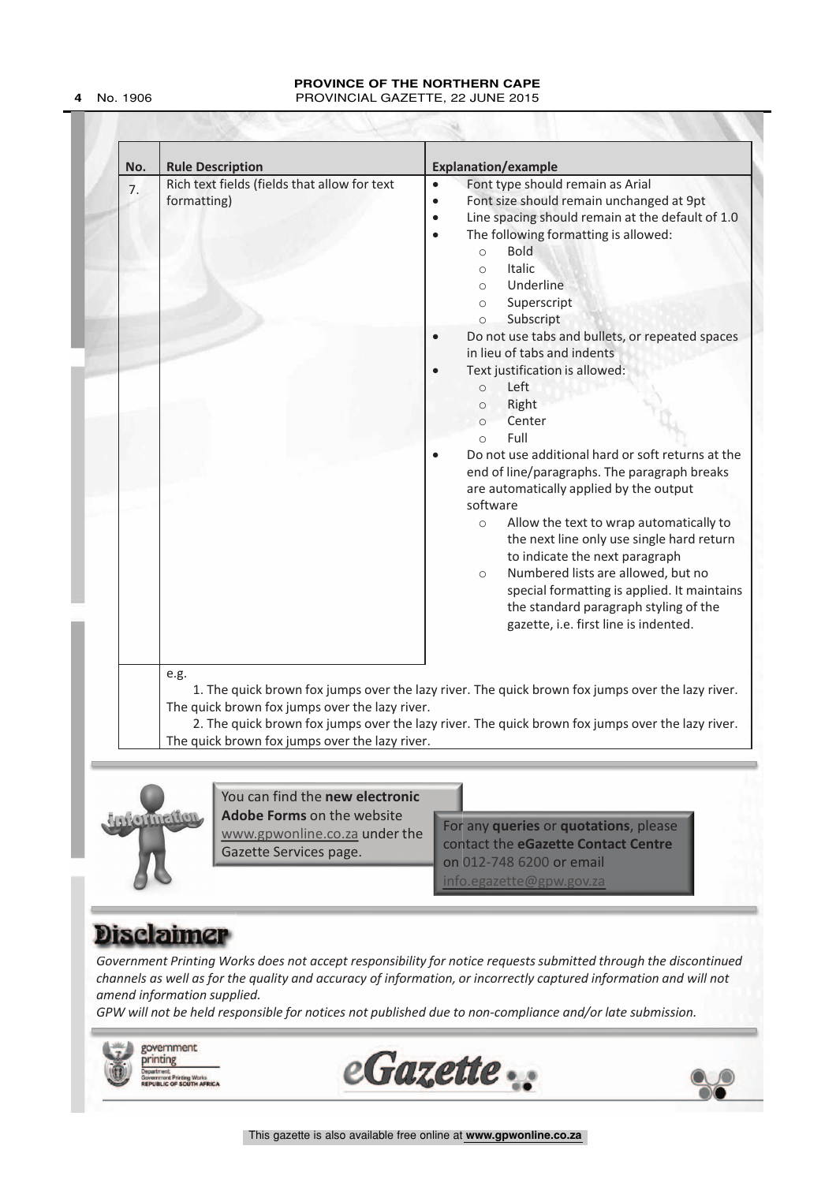| No. | Rule Description | Explanation/example |
|---|---|---|
| 7. | Rich text fields (fields that allow for text formatting) | • Font type should remain as Arial<br>• Font size should remain unchanged at 9pt<br>• Line spacing should remain at the default of 1.0<br>• The following formatting is allowed:<br>  ○ Bold<br>  ○ Italic<br>  ○ Underline<br>  ○ Superscript<br>  ○ Subscript<br>• Do not use tabs and bullets, or repeated spaces in lieu of tabs and indents<br>• Text justification is allowed:<br>  ○ Left<br>  ○ Right<br>  ○ Center<br>  ○ Full<br>• Do not use additional hard or soft returns at the end of line/paragraphs. The paragraph breaks are automatically applied by the output software<br>  ○ Allow the text to wrap automatically to the next line only use single hard return to indicate the next paragraph<br>  ○ Numbered lists are allowed, but no special formatting is applied. It maintains the standard paragraph styling of the gazette, i.e. first line is indented. |
| | e.g.<br>1. The quick brown fox jumps over the lazy river. The quick brown fox jumps over the lazy river. The quick brown fox jumps over the lazy river.<br>2. The quick brown fox jumps over the lazy river. The quick brown fox jumps over the lazy river. The quick brown fox jumps over the lazy river. | |

You can find the **new electronic Adobe Forms** on the website www.gpwonline.co.za under the Gazette Services page.

For any **queries** or **quotations**, please contact the **eGazette Contact Centre** on 012-748 6200 or email info.egazette@gpw.gov.za

# Disclaimer

*Government Printing Works does not accept responsibility for notice requests submitted through the discontinued channels as well as for the quality and accuracy of information, or incorrectly captured information and will not amend information supplied.*

*GPW will not be held responsible for notices not published due to non-compliance and/or late submission.*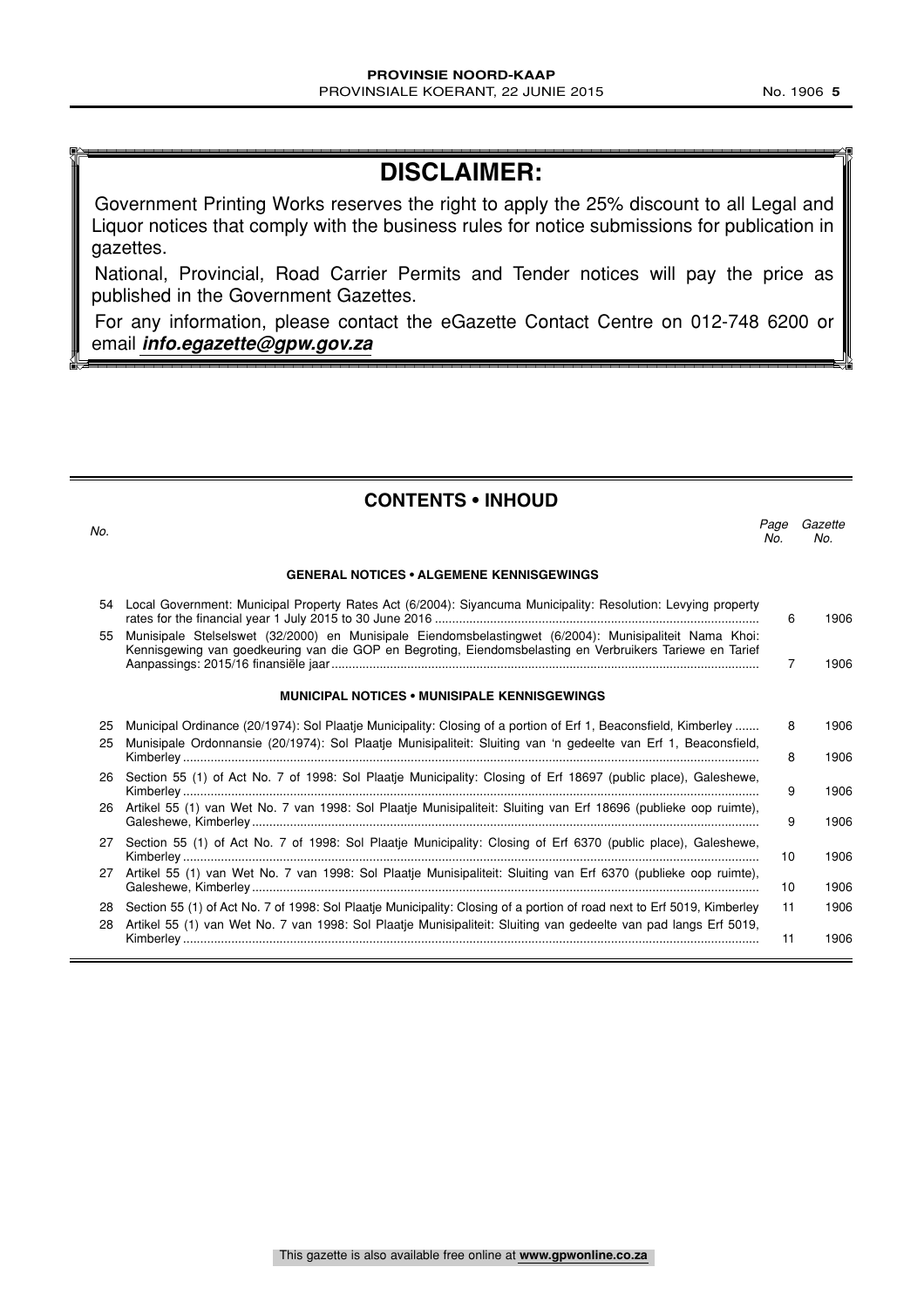# DISCLAIMER:

Government Printing Works reserves the right to apply the 25% discount to all Legal and Liquor notices that comply with the business rules for notice submissions for publication in gazettes.

National, Provincial, Road Carrier Permits and Tender notices will pay the price as published in the Government Gazettes.

For any information, please contact the eGazette Contact Centre on 012-748 6200 or email ***info.egazette@gpw.gov.za***

## CONTENTS • INHOUD

| *No.* | | *Page No.* | *Gazette No.* |
|---|---|---|---|
| | **GENERAL NOTICES • ALGEMENE KENNISGEWINGS** | | |
| 54 | Local Government: Municipal Property Rates Act (6/2004): Siyancuma Municipality: Resolution: Levying property rates for the financial year 1 July 2015 to 30 June 2016 | 6 | 1906 |
| 55 | Munisipale Stelselswet (32/2000) en Munisipale Eiendomsbelastingwet (6/2004): Munisipaliteit Nama Khoi: Kennisgewing van goedkeuring van die GOP en Begroting, Eiendomsbelasting en Verbruikers Tariewe en Tarief Aanpassings: 2015/16 finansiële jaar | 7 | 1906 |
| | **MUNICIPAL NOTICES • MUNISIPALE KENNISGEWINGS** | | |
| 25 | Municipal Ordinance (20/1974): Sol Plaatje Municipality: Closing of a portion of Erf 1, Beaconsfield, Kimberley | 8 | 1906 |
| 25 | Munisipale Ordonnansie (20/1974): Sol Plaatje Munisipaliteit: Sluiting van 'n gedeelte van Erf 1, Beaconsfield, Kimberley | 8 | 1906 |
| 26 | Section 55 (1) of Act No. 7 of 1998: Sol Plaatje Municipality: Closing of Erf 18697 (public place), Galeshewe, Kimberley | 9 | 1906 |
| 26 | Artikel 55 (1) van Wet No. 7 van 1998: Sol Plaatje Munisipaliteit: Sluiting van Erf 18696 (publieke oop ruimte), Galeshewe, Kimberley | 9 | 1906 |
| 27 | Section 55 (1) of Act No. 7 of 1998: Sol Plaatje Municipality: Closing of Erf 6370 (public place), Galeshewe, Kimberley | 10 | 1906 |
| 27 | Artikel 55 (1) van Wet No. 7 van 1998: Sol Plaatje Munisipaliteit: Sluiting van Erf 6370 (publieke oop ruimte), Galeshewe, Kimberley | 10 | 1906 |
| 28 | Section 55 (1) of Act No. 7 of 1998: Sol Plaatje Municipality: Closing of a portion of road next to Erf 5019, Kimberley | 11 | 1906 |
| 28 | Artikel 55 (1) van Wet No. 7 van 1998: Sol Plaatje Munisipaliteit: Sluiting van gedeelte van pad langs Erf 5019, Kimberley | 11 | 1906 |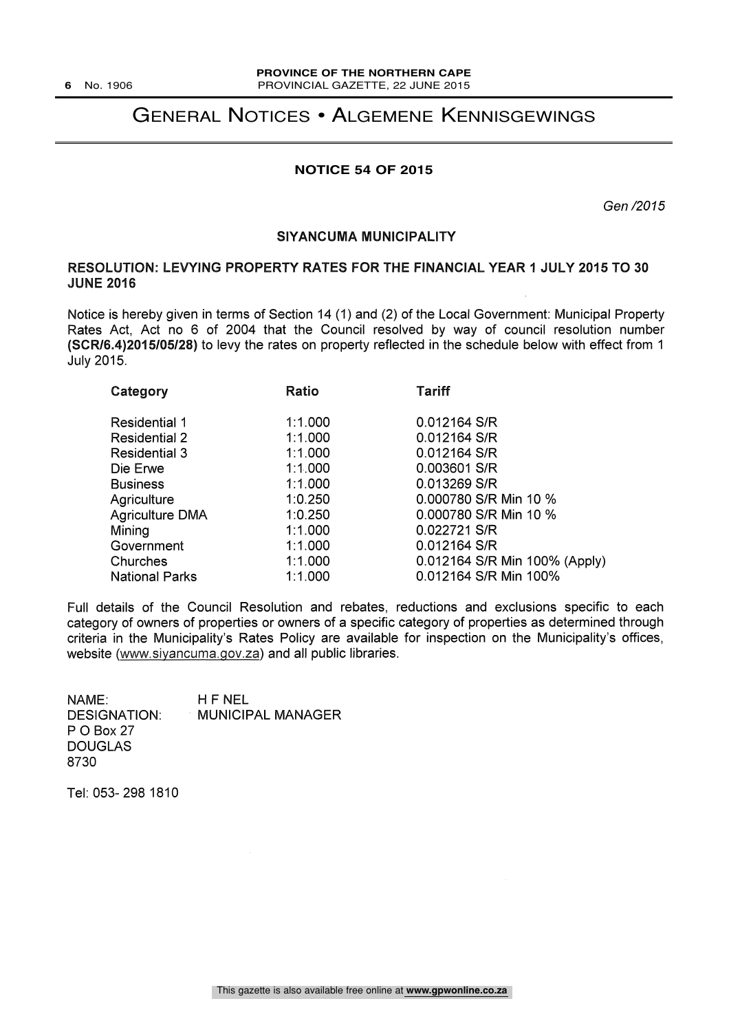# GENERAL NOTICES • ALGEMENE KENNISGEWINGS

## NOTICE 54 OF 2015

*Gen /2015*

### SIYANCUMA MUNICIPALITY

### RESOLUTION: LEVYING PROPERTY RATES FOR THE FINANCIAL YEAR 1 JULY 2015 TO 30 JUNE 2016

Notice is hereby given in terms of Section 14 (1) and (2) of the Local Government: Municipal Property Rates Act, Act no 6 of 2004 that the Council resolved by way of council resolution number **(SCR/6.4)2015/05/28)** to levy the rates on property reflected in the schedule below with effect from 1 July 2015.

| Category | Ratio | Tariff |
|---|---|---|
| Residential 1 | 1:1.000 | 0.012164 S/R |
| Residential 2 | 1:1.000 | 0.012164 S/R |
| Residential 3 | 1:1.000 | 0.012164 S/R |
| Die Erwe | 1:1.000 | 0.003601 S/R |
| Business | 1:1.000 | 0.013269 S/R |
| Agriculture | 1:0.250 | 0.000780 S/R Min 10 % |
| Agriculture DMA | 1:0.250 | 0.000780 S/R Min 10 % |
| Mining | 1:1.000 | 0.022721 S/R |
| Government | 1:1.000 | 0.012164 S/R |
| Churches | 1:1.000 | 0.012164 S/R Min 100% (Apply) |
| National Parks | 1:1.000 | 0.012164 S/R Min 100% |

Full details of the Council Resolution and rebates, reductions and exclusions specific to each category of owners of properties or owners of a specific category of properties as determined through criteria in the Municipality's Rates Policy are available for inspection on the Municipality's offices, website (www.siyancuma.gov.za) and all public libraries.

NAME: H F NEL
DESIGNATION: MUNICIPAL MANAGER
P O Box 27
DOUGLAS
8730

Tel: 053- 298 1810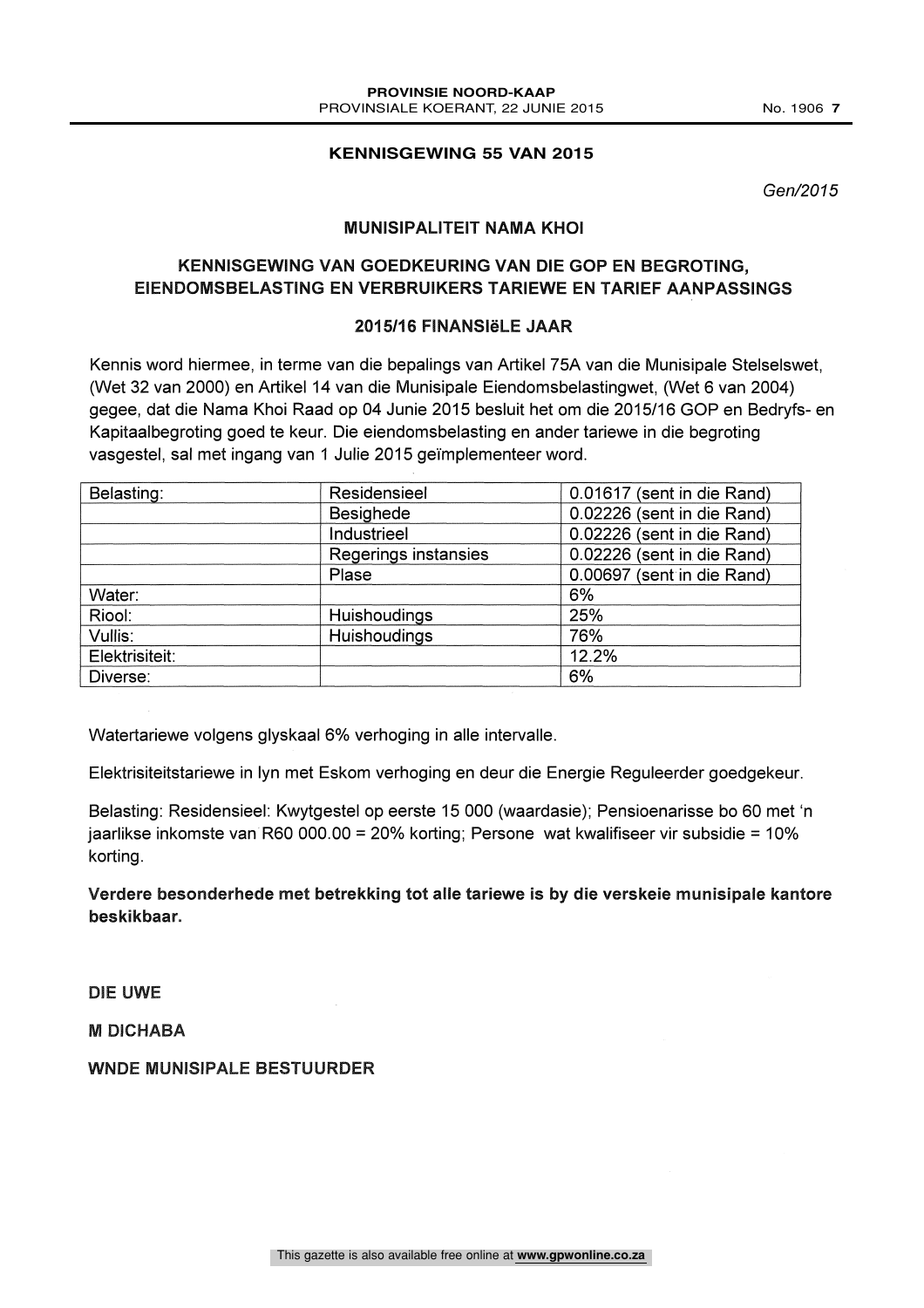## KENNISGEWING 55 VAN 2015

*Gen/2015*

### MUNISIPALITEIT NAMA KHOI

### KENNISGEWING VAN GOEDKEURING VAN DIE GOP EN BEGROTING, EIENDOMSBELASTING EN VERBRUIKERS TARIEWE EN TARIEF AANPASSINGS

### 2015/16 FINANSIëLE JAAR

Kennis word hiermee, in terme van die bepalings van Artikel 75A van die Munisipale Stelselswet, (Wet 32 van 2000) en Artikel 14 van die Munisipale Eiendomsbelastingwet, (Wet 6 van 2004) gegee, dat die Nama Khoi Raad op 04 Junie 2015 besluit het om die 2015/16 GOP en Bedryfs- en Kapitaalbegroting goed te keur. Die eiendomsbelasting en ander tariewe in die begroting vasgestel, sal met ingang van 1 Julie 2015 geïmplementeer word.

| Belasting: | Residensieel | 0.01617 (sent in die Rand) |
|---|---|---|
| | Besighede | 0.02226 (sent in die Rand) |
| | Industrieel | 0.02226 (sent in die Rand) |
| | Regerings instansies | 0.02226 (sent in die Rand) |
| | Plase | 0.00697 (sent in die Rand) |
| Water: | | 6% |
| Riool: | Huishoudings | 25% |
| Vullis: | Huishoudings | 76% |
| Elektrisiteit: | | 12.2% |
| Diverse: | | 6% |

Watertariewe volgens glyskaal 6% verhoging in alle intervalle.

Elektrisiteitstariewe in lyn met Eskom verhoging en deur die Energie Reguleerder goedgekeur.

Belasting: Residensieel: Kwytgestel op eerste 15 000 (waardasie); Pensioenarisse bo 60 met 'n jaarlikse inkomste van R60 000.00 = 20% korting; Persone wat kwalifiseer vir subsidie = 10% korting.

**Verdere besonderhede met betrekking tot alle tariewe is by die verskeie munisipale kantore beskikbaar.**

DIE UWE

M DICHABA

WNDE MUNISIPALE BESTUURDER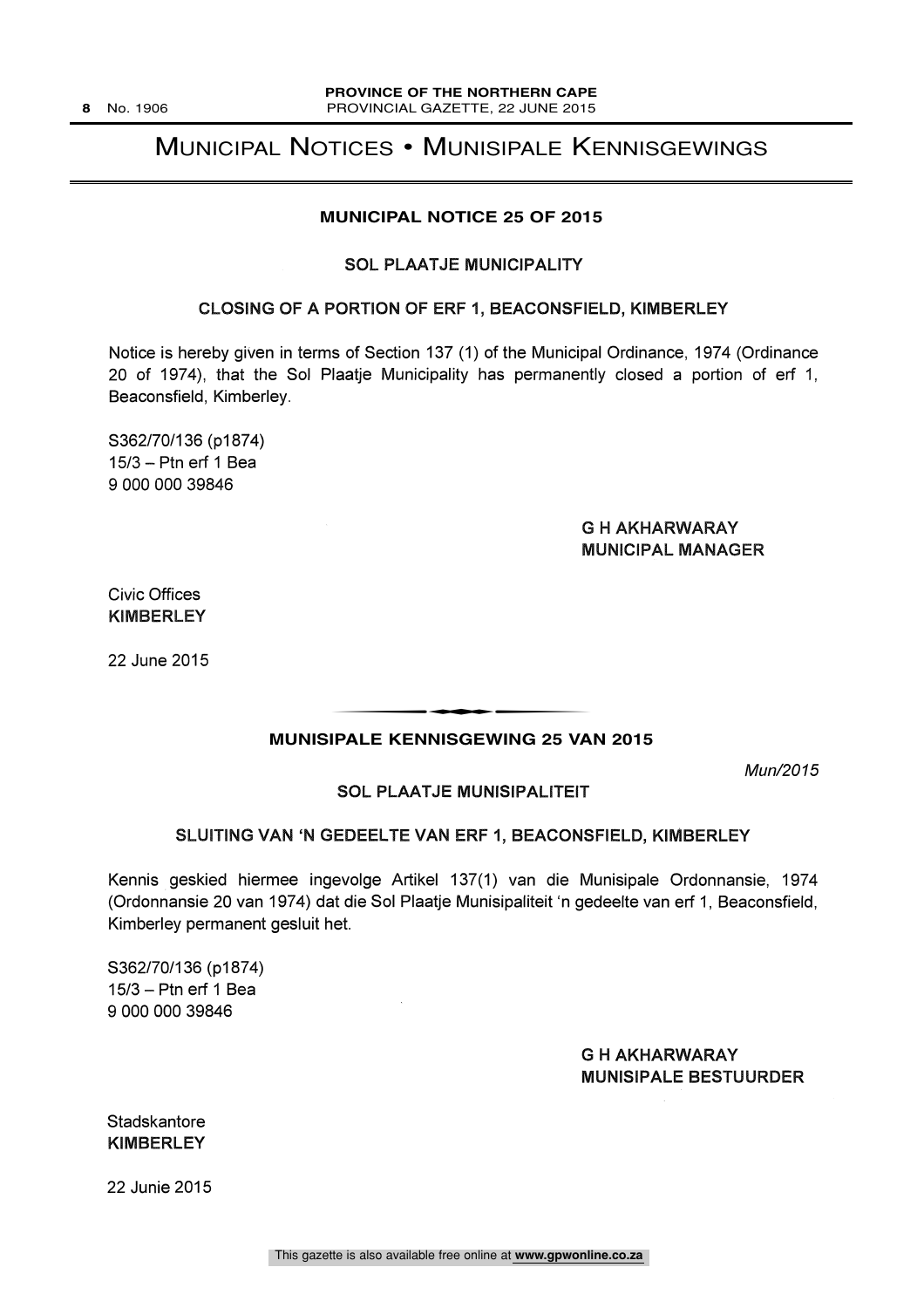# MUNICIPAL NOTICES • MUNISIPALE KENNISGEWINGS

## MUNICIPAL NOTICE 25 OF 2015

### SOL PLAATJE MUNICIPALITY

### CLOSING OF A PORTION OF ERF 1, BEACONSFIELD, KIMBERLEY

Notice is hereby given in terms of Section 137 (1) of the Municipal Ordinance, 1974 (Ordinance 20 of 1974), that the Sol Plaatje Municipality has permanently closed a portion of erf 1, Beaconsfield, Kimberley.

S362/70/136 (p1874)
15/3 – Ptn erf 1 Bea
9 000 000 39846

G H AKHARWARAY
MUNICIPAL MANAGER

Civic Offices
KIMBERLEY

22 June 2015

---

## MUNISIPALE KENNISGEWING 25 VAN 2015

*Mun/2015*

### SOL PLAATJE MUNISIPALITEIT

### SLUITING VAN 'N GEDEELTE VAN ERF 1, BEACONSFIELD, KIMBERLEY

Kennis geskied hiermee ingevolge Artikel 137(1) van die Munisipale Ordonnansie, 1974 (Ordonnansie 20 van 1974) dat die Sol Plaatje Munisipaliteit 'n gedeelte van erf 1, Beaconsfield, Kimberley permanent gesluit het.

S362/70/136 (p1874)
15/3 – Ptn erf 1 Bea
9 000 000 39846

G H AKHARWARAY
MUNISIPALE BESTUURDER

Stadskantore
KIMBERLEY

22 Junie 2015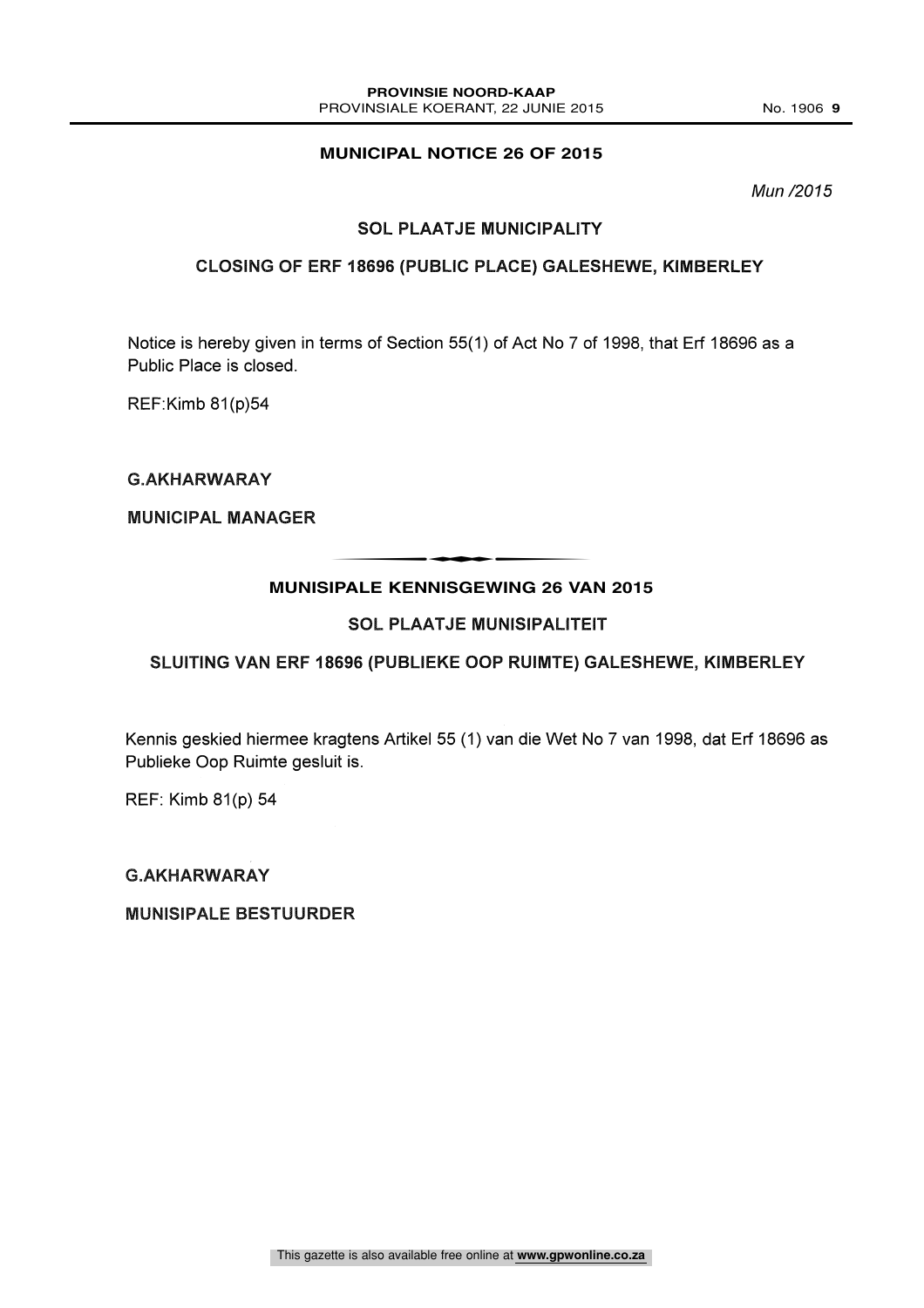## MUNICIPAL NOTICE 26 OF 2015

*Mun /2015*

### SOL PLAATJE MUNICIPALITY

### CLOSING OF ERF 18696 (PUBLIC PLACE) GALESHEWE, KIMBERLEY

Notice is hereby given in terms of Section 55(1) of Act No 7 of 1998, that Erf 18696 as a Public Place is closed.

REF:Kimb 81(p)54

G.AKHARWARAY

MUNICIPAL MANAGER

---

## MUNISIPALE KENNISGEWING 26 VAN 2015

### SOL PLAATJE MUNISIPALITEIT

### SLUITING VAN ERF 18696 (PUBLIEKE OOP RUIMTE) GALESHEWE, KIMBERLEY

Kennis geskied hiermee kragtens Artikel 55 (1) van die Wet No 7 van 1998, dat Erf 18696 as Publieke Oop Ruimte gesluit is.

REF: Kimb 81(p) 54

G.AKHARWARAY

MUNISIPALE BESTUURDER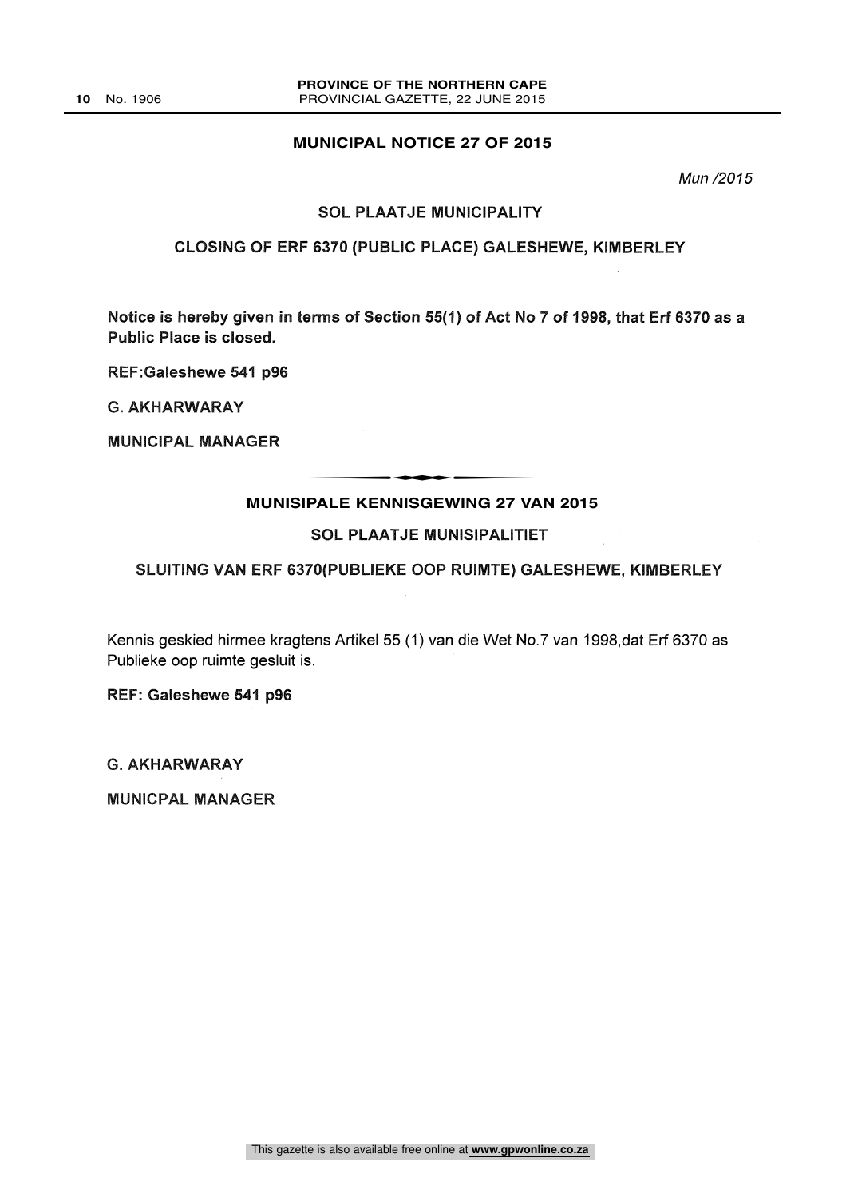## MUNICIPAL NOTICE 27 OF 2015

*Mun /2015*

### SOL PLAATJE MUNICIPALITY

### CLOSING OF ERF 6370 (PUBLIC PLACE) GALESHEWE, KIMBERLEY

**Notice is hereby given in terms of Section 55(1) of Act No 7 of 1998, that Erf 6370 as a Public Place is closed.**

**REF:Galeshewe 541 p96**

**G. AKHARWARAY**

**MUNICIPAL MANAGER**

---

## MUNISIPALE KENNISGEWING 27 VAN 2015

### SOL PLAATJE MUNISIPALITIET

### SLUITING VAN ERF 6370(PUBLIEKE OOP RUIMTE) GALESHEWE, KIMBERLEY

Kennis geskied hirmee kragtens Artikel 55 (1) van die Wet No.7 van 1998,dat Erf 6370 as Publieke oop ruimte gesluit is.

**REF: Galeshewe 541 p96**

**G. AKHARWARAY**

**MUNICPAL MANAGER**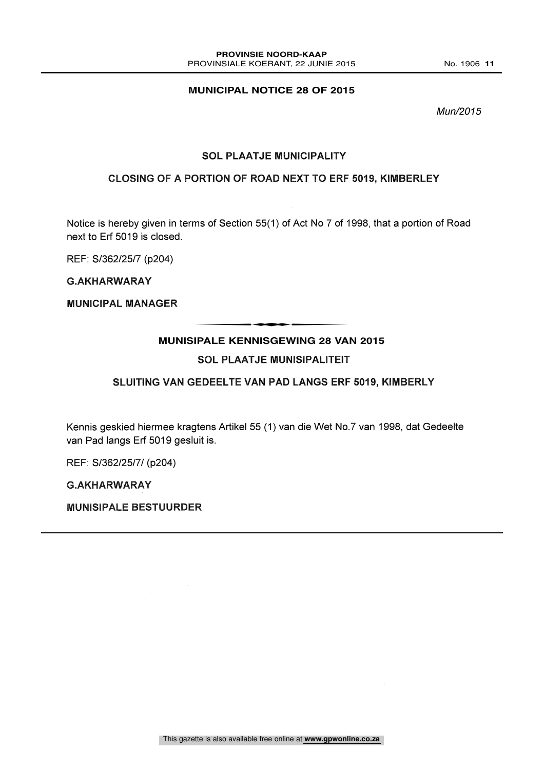## MUNICIPAL NOTICE 28 OF 2015

*Mun/2015*

### SOL PLAATJE MUNICIPALITY

### CLOSING OF A PORTION OF ROAD NEXT TO ERF 5019, KIMBERLEY

Notice is hereby given in terms of Section 55(1) of Act No 7 of 1998, that a portion of Road next to Erf 5019 is closed.

REF: S/362/25/7 (p204)

**G.AKHARWARAY**

**MUNICIPAL MANAGER**

---

## MUNISIPALE KENNISGEWING 28 VAN 2015

### SOL PLAATJE MUNISIPALITEIT

### SLUITING VAN GEDEELTE VAN PAD LANGS ERF 5019, KIMBERLY

Kennis geskied hiermee kragtens Artikel 55 (1) van die Wet No.7 van 1998, dat Gedeelte van Pad langs Erf 5019 gesluit is.

REF: S/362/25/7/ (p204)

**G.AKHARWARAY**

**MUNISIPALE BESTUURDER**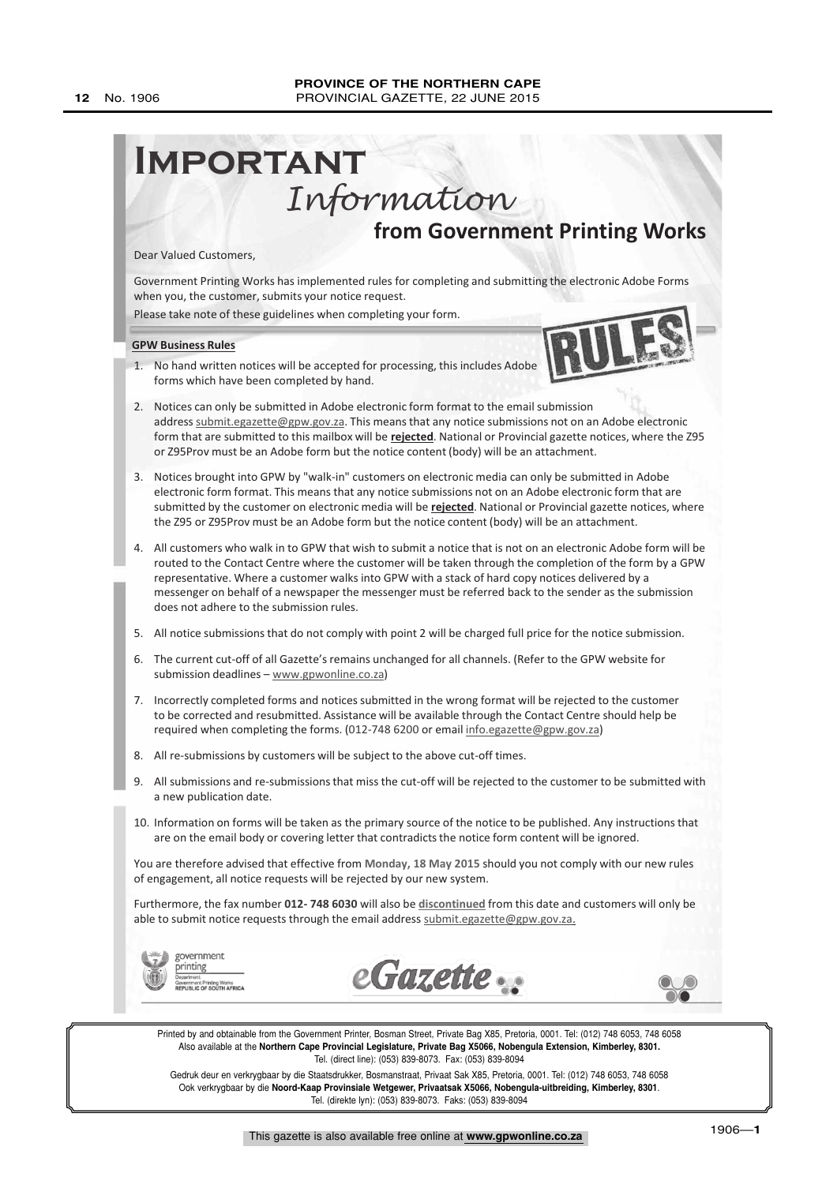# Important *Information*

## from Government Printing Works

Dear Valued Customers,

Government Printing Works has implemented rules for completing and submitting the electronic Adobe Forms when you, the customer, submits your notice request.

Please take note of these guidelines when completing your form.

**GPW Business Rules**

1. No hand written notices will be accepted for processing, this includes Adobe forms which have been completed by hand.
2. Notices can only be submitted in Adobe electronic form format to the email submission address submit.egazette@gpw.gov.za. This means that any notice submissions not on an Adobe electronic form that are submitted to this mailbox will be **rejected**. National or Provincial gazette notices, where the Z95 or Z95Prov must be an Adobe form but the notice content (body) will be an attachment.
3. Notices brought into GPW by "walk-in" customers on electronic media can only be submitted in Adobe electronic form format. This means that any notice submissions not on an Adobe electronic form that are submitted by the customer on electronic media will be **rejected**. National or Provincial gazette notices, where the Z95 or Z95Prov must be an Adobe form but the notice content (body) will be an attachment.
4. All customers who walk in to GPW that wish to submit a notice that is not on an electronic Adobe form will be routed to the Contact Centre where the customer will be taken through the completion of the form by a GPW representative. Where a customer walks into GPW with a stack of hard copy notices delivered by a messenger on behalf of a newspaper the messenger must be referred back to the sender as the submission does not adhere to the submission rules.
5. All notice submissions that do not comply with point 2 will be charged full price for the notice submission.
6. The current cut-off of all Gazette's remains unchanged for all channels. (Refer to the GPW website for submission deadlines – www.gpwonline.co.za)
7. Incorrectly completed forms and notices submitted in the wrong format will be rejected to the customer to be corrected and resubmitted. Assistance will be available through the Contact Centre should help be required when completing the forms. (012-748 6200 or email info.egazette@gpw.gov.za)
8. All re-submissions by customers will be subject to the above cut-off times.
9. All submissions and re-submissions that miss the cut-off will be rejected to the customer to be submitted with a new publication date.
10. Information on forms will be taken as the primary source of the notice to be published. Any instructions that are on the email body or covering letter that contradicts the notice form content will be ignored.

You are therefore advised that effective from **Monday, 18 May 2015** should you not comply with our new rules of engagement, all notice requests will be rejected by our new system.

Furthermore, the fax number **012- 748 6030** will also be **discontinued** from this date and customers will only be able to submit notice requests through the email address submit.egazette@gpw.gov.za.

government printing
Department: Government Printing Works
REPUBLIC OF SOUTH AFRICA

*eGazette*

Printed by and obtainable from the Government Printer, Bosman Street, Private Bag X85, Pretoria, 0001. Tel: (012) 748 6053, 748 6058
Also available at the **Northern Cape Provincial Legislature, Private Bag X5066, Nobengula Extension, Kimberley, 8301.**
Tel. (direct line): (053) 839-8073. Fax: (053) 839-8094

Gedruk deur en verkrygbaar by die Staatsdrukker, Bosmanstraat, Privaat Sak X85, Pretoria, 0001. Tel: (012) 748 6053, 748 6058
Ook verkrygbaar by die **Noord-Kaap Provinsiale Wetgewer, Privaatsak X5066, Nobengula-uitbreiding, Kimberley, 8301**.
Tel. (direkte lyn): (053) 839-8073. Faks: (053) 839-8094